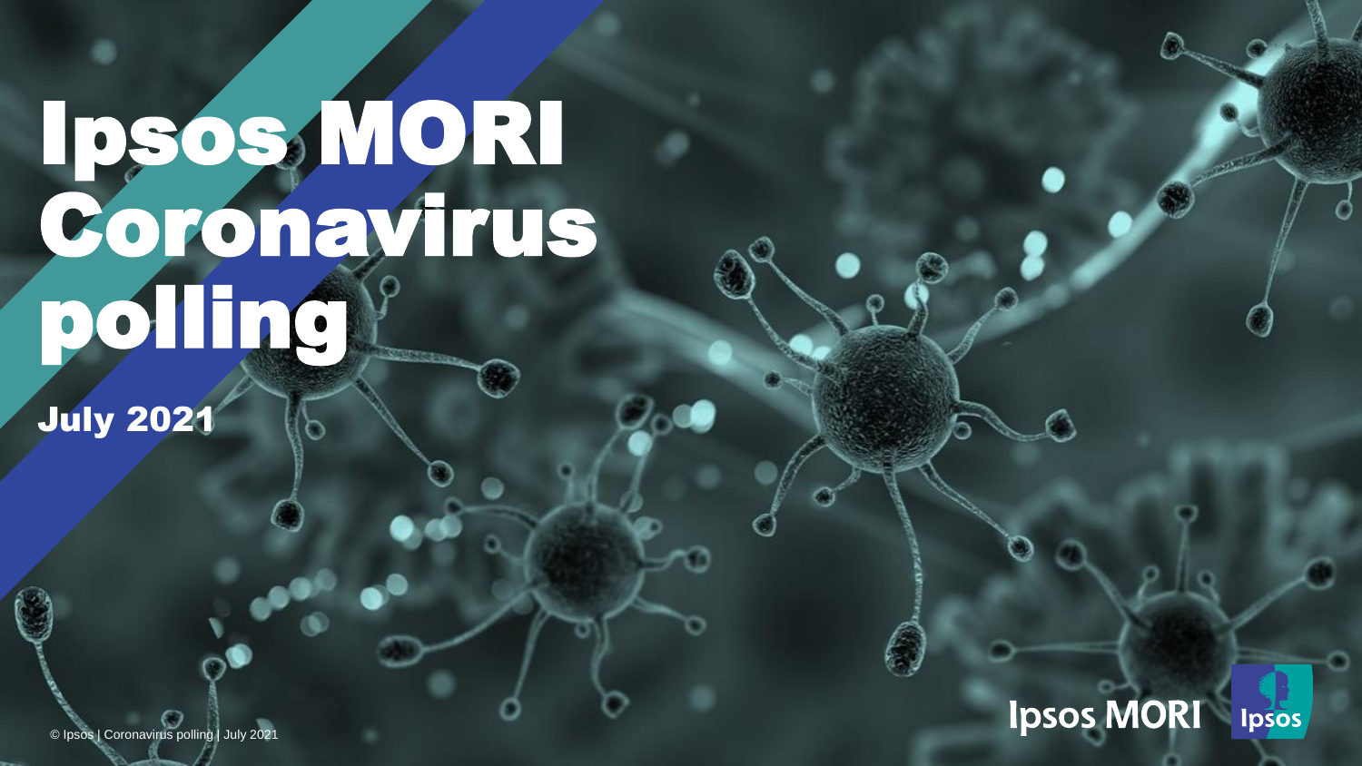# Ipsos MORI Coronavirus polling

July 2021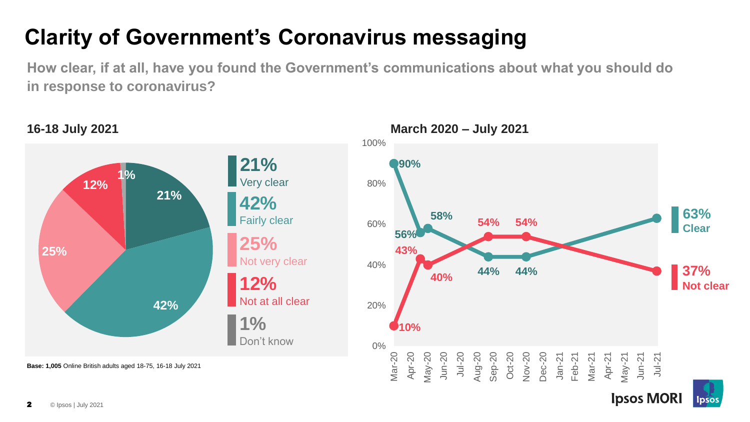# Clarity of Government's Coronavirus messaging

**How clear, if at all, have you found the Government's communications about what you should do in response to coronavirus?**

### 16-18 July 2021

| Response | % |
| --- | --- |
| Very clear | 21% |
| Fairly clear | 42% |
| Not very clear | 25% |
| Not at all clear | 12% |
| Don't know | 1% |

**Base: 1,005** Online British adults aged 18-75, 16-18 July 2021

### March 2020 – July 2021

| | Mar-20 | Apr-20 | May-20 | Sep-20 | Nov-20 | Jul-21 |
| --- | --- | --- | --- | --- | --- | --- |
| Clear | 90% | 56% | 58% | 44% | 44% | 63% |
| Not clear | 10% | 43% | 40% | 54% | 54% | 37% |

© Ipsos | July 2021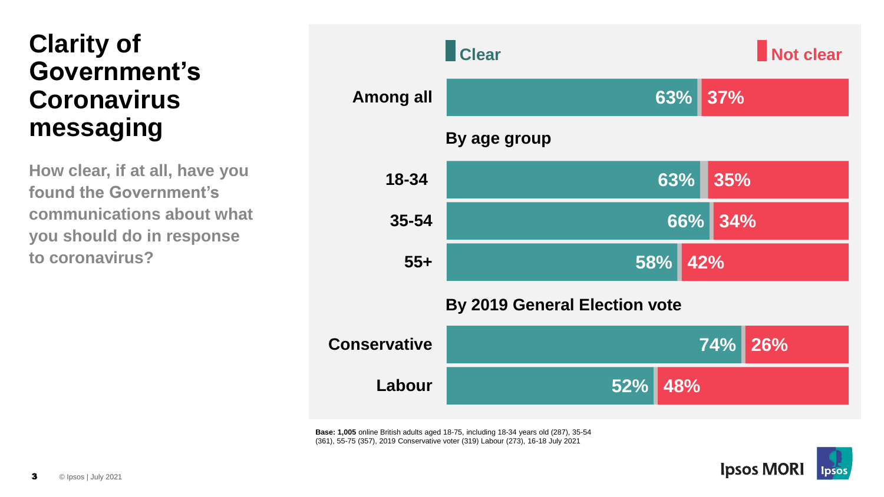# Clarity of Government's Coronavirus messaging

**How clear, if at all, have you found the Government's communications about what you should do in response to coronavirus?**

| | Clear | Not clear |
|---|---|---|
| **Among all** | 63% | 37% |
| **By age group** | | |
| 18-34 | 63% | 35% |
| 35-54 | 66% | 34% |
| 55+ | 58% | 42% |
| **By 2019 General Election vote** | | |
| Conservative | 74% | 26% |
| Labour | 52% | 48% |

**Base: 1,005** online British adults aged 18-75, including 18-34 years old (287), 35-54 (361), 55-75 (357), 2019 Conservative voter (319) Labour (273), 16-18 July 2021

© Ipsos | July 2021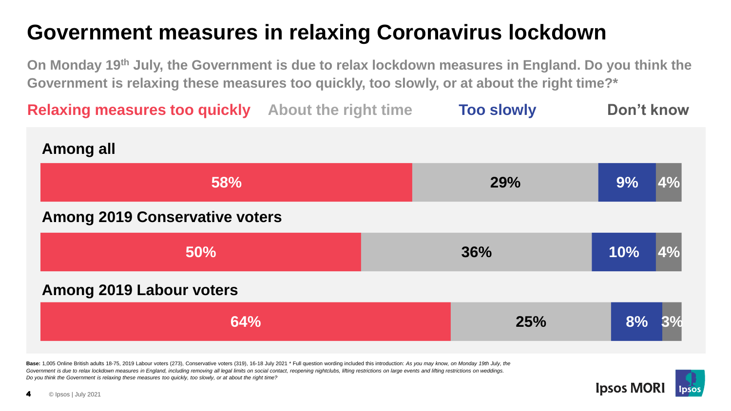# Government measures in relaxing Coronavirus lockdown

**On Monday 19th July, the Government is due to relax lockdown measures in England. Do you think the Government is relaxing these measures too quickly, too slowly, or at about the right time?***

| | Relaxing measures too quickly | About the right time | Too slowly | Don't know |
|---|---|---|---|---|
| Among all | 58% | 29% | 9% | 4% |
| Among 2019 Conservative voters | 50% | 36% | 10% | 4% |
| Among 2019 Labour voters | 64% | 25% | 8% | 3% |

**Base:** 1,005 Online British adults 18-75, 2019 Labour voters (273), Conservative voters (319), 16-18 July 2021 * Full question wording included this introduction: *As you may know, on Monday 19th July, the Government is due to relax lockdown measures in England, including removing all legal limits on social contact, reopening nightclubs, lifting restrictions on large events and lifting restrictions on weddings. Do you think the Government is relaxing these measures too quickly, too slowly, or at about the right time?*

© Ipsos | July 2021

Ipsos MORI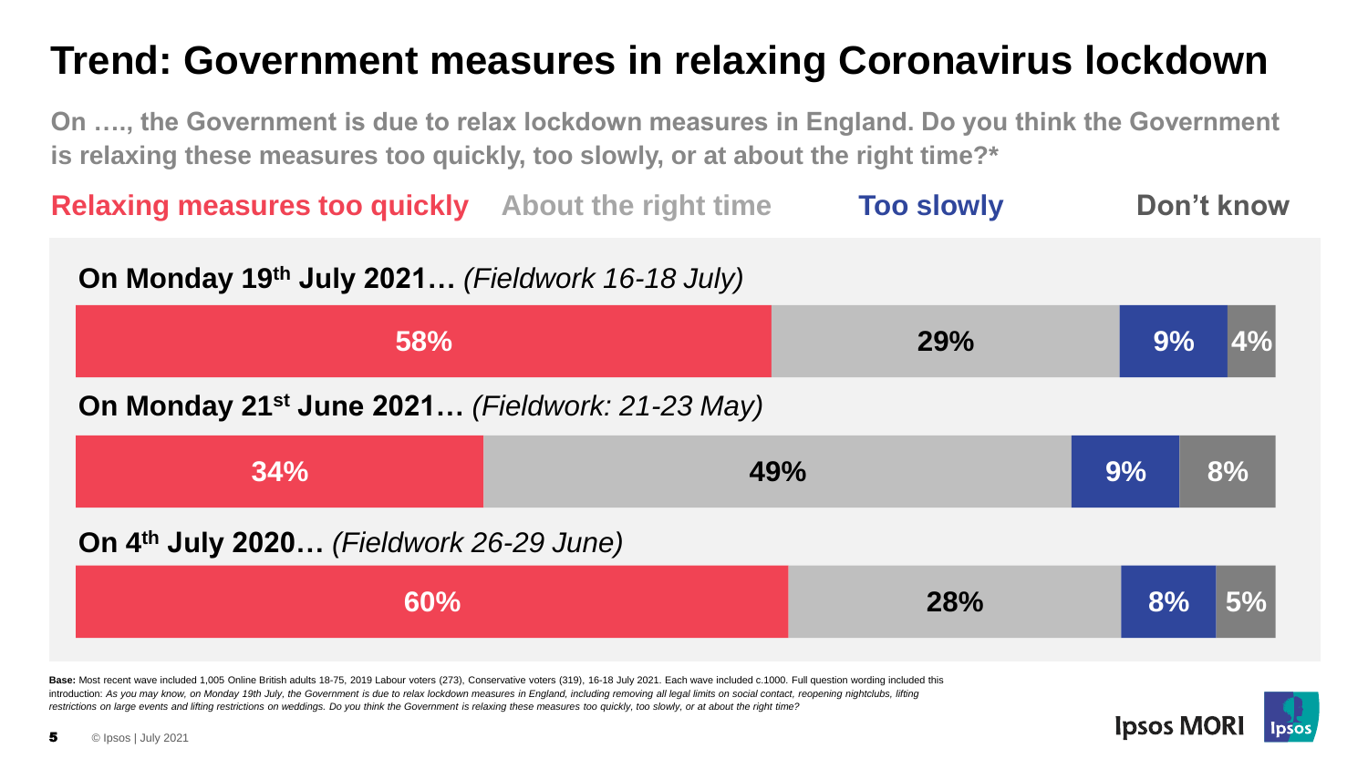# Trend: Government measures in relaxing Coronavirus lockdown

**On …., the Government is due to relax lockdown measures in England. Do you think the Government is relaxing these measures too quickly, too slowly, or at about the right time?***

| | Relaxing measures too quickly | About the right time | Too slowly | Don't know |
|---|---|---|---|---|
| **On Monday 19th July 2021…** *(Fieldwork 16-18 July)* | 58% | 29% | 9% | 4% |
| **On Monday 21st June 2021…** *(Fieldwork: 21-23 May)* | 34% | 49% | 9% | 8% |
| **On 4th July 2020…** *(Fieldwork 26-29 June)* | 60% | 28% | 8% | 5% |

**Base:** Most recent wave included 1,005 Online British adults 18-75, 2019 Labour voters (273), Conservative voters (319), 16-18 July 2021. Each wave included c.1000. Full question wording included this introduction: *As you may know, on Monday 19th July, the Government is due to relax lockdown measures in England, including removing all legal limits on social contact, reopening nightclubs, lifting restrictions on large events and lifting restrictions on weddings. Do you think the Government is relaxing these measures too quickly, too slowly, or at about the right time?*

© Ipsos | July 2021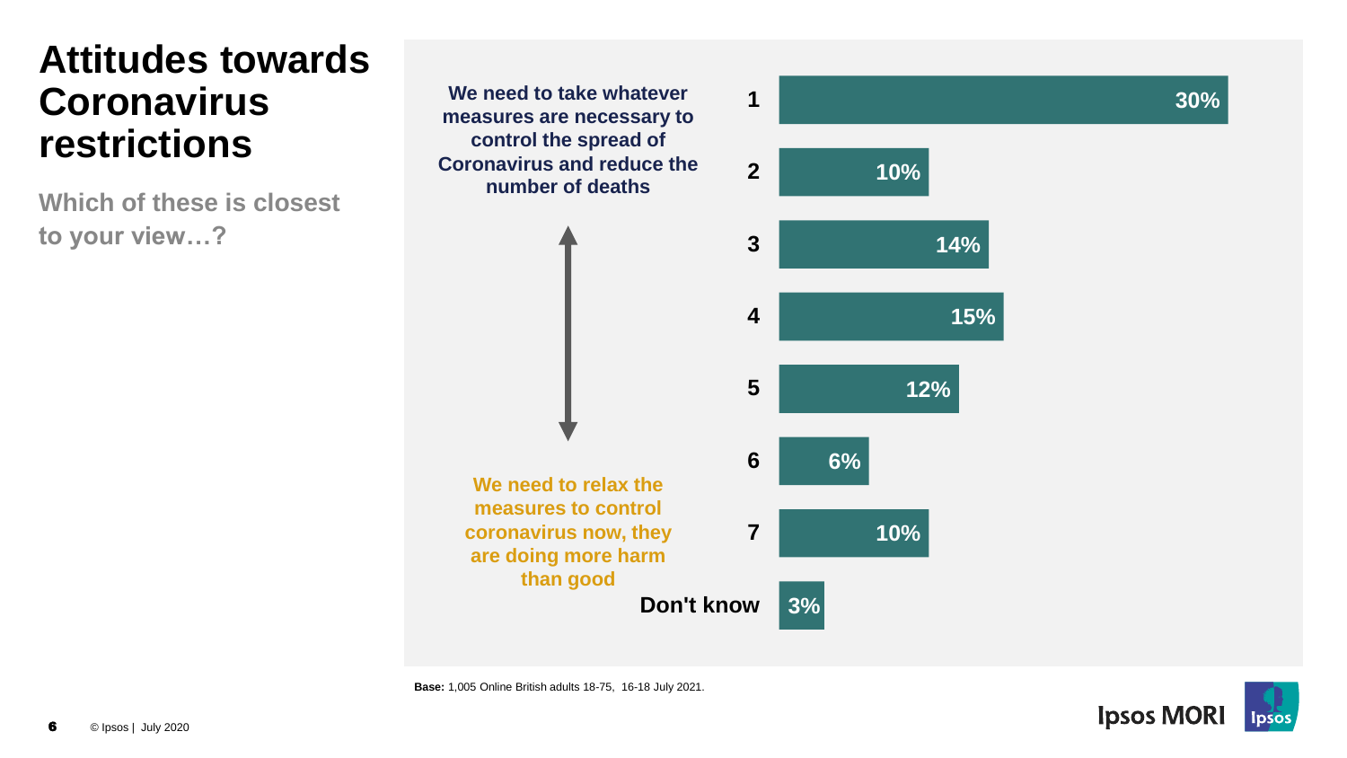# Attitudes towards Coronavirus restrictions

**Which of these is closest to your view…?**

| Scale | Statement | % |
|---|---|---|
| 1 | We need to take whatever measures are necessary to control the spread of Coronavirus and reduce the number of deaths | 30% |
| 2 | | 10% |
| 3 | | 14% |
| 4 | | 15% |
| 5 | | 12% |
| 6 | | 6% |
| 7 | We need to relax the measures to control coronavirus now, they are doing more harm than good | 10% |
| Don't know | | 3% |

**Base:** 1,005 Online British adults 18-75, 16-18 July 2021.

© Ipsos | July 2020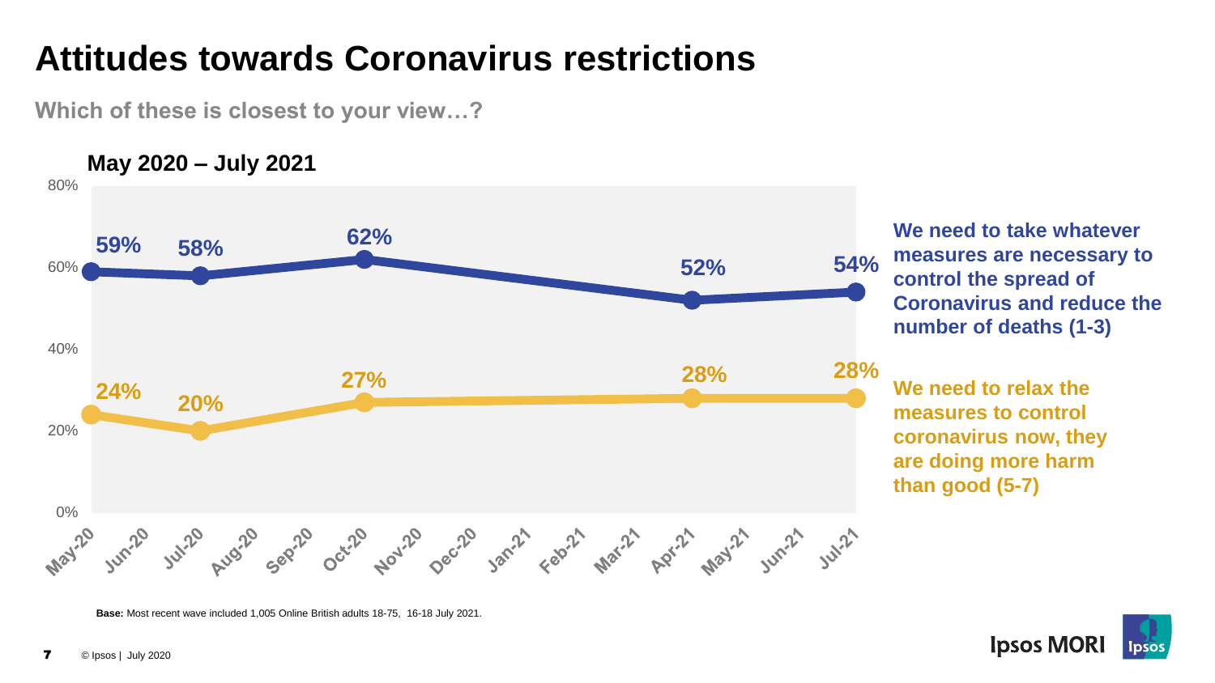# Attitudes towards Coronavirus restrictions

**Which of these is closest to your view…?**

**May 2020 – July 2021**

| | May-20 | Jul-20 | Oct-20 | Apr-21 | Jul-21 |
|---|---|---|---|---|---|
| We need to take whatever measures are necessary to control the spread of Coronavirus and reduce the number of deaths (1-3) | 59% | 58% | 62% | 52% | 54% |
| We need to relax the measures to control coronavirus now, they are doing more harm than good (5-7) | 24% | 20% | 27% | 28% | 28% |

**Base:** Most recent wave included 1,005 Online British adults 18-75, 16-18 July 2021.

© Ipsos | July 2020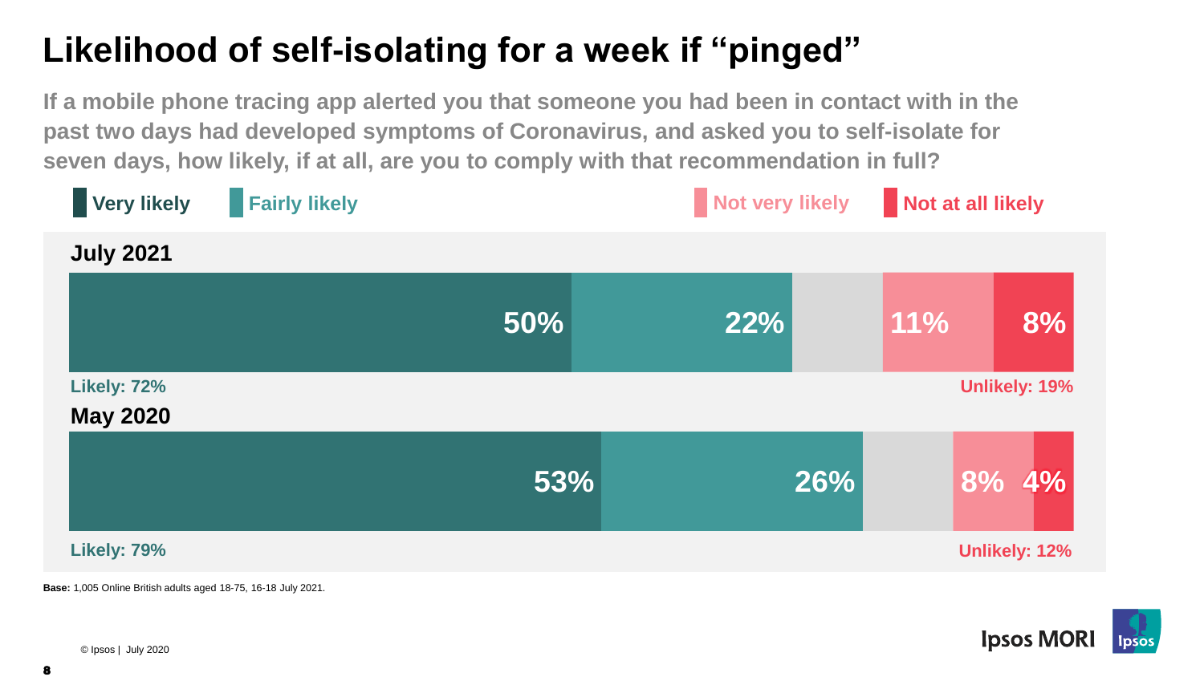# Likelihood of self-isolating for a week if "pinged"

**If a mobile phone tracing app alerted you that someone you had been in contact with in the past two days had developed symptoms of Coronavirus, and asked you to self-isolate for seven days, how likely, if at all, are you to comply with that recommendation in full?**

| | Very likely | Fairly likely | Not very likely | Not at all likely | Likely | Unlikely |
|---|---|---|---|---|---|---|
| July 2021 | 50% | 22% | 11% | 8% | 72% | 19% |
| May 2020 | 53% | 26% | 8% | 4% | 79% | 12% |

**Base:** 1,005 Online British adults aged 18-75, 16-18 July 2021.

© Ipsos | July 2020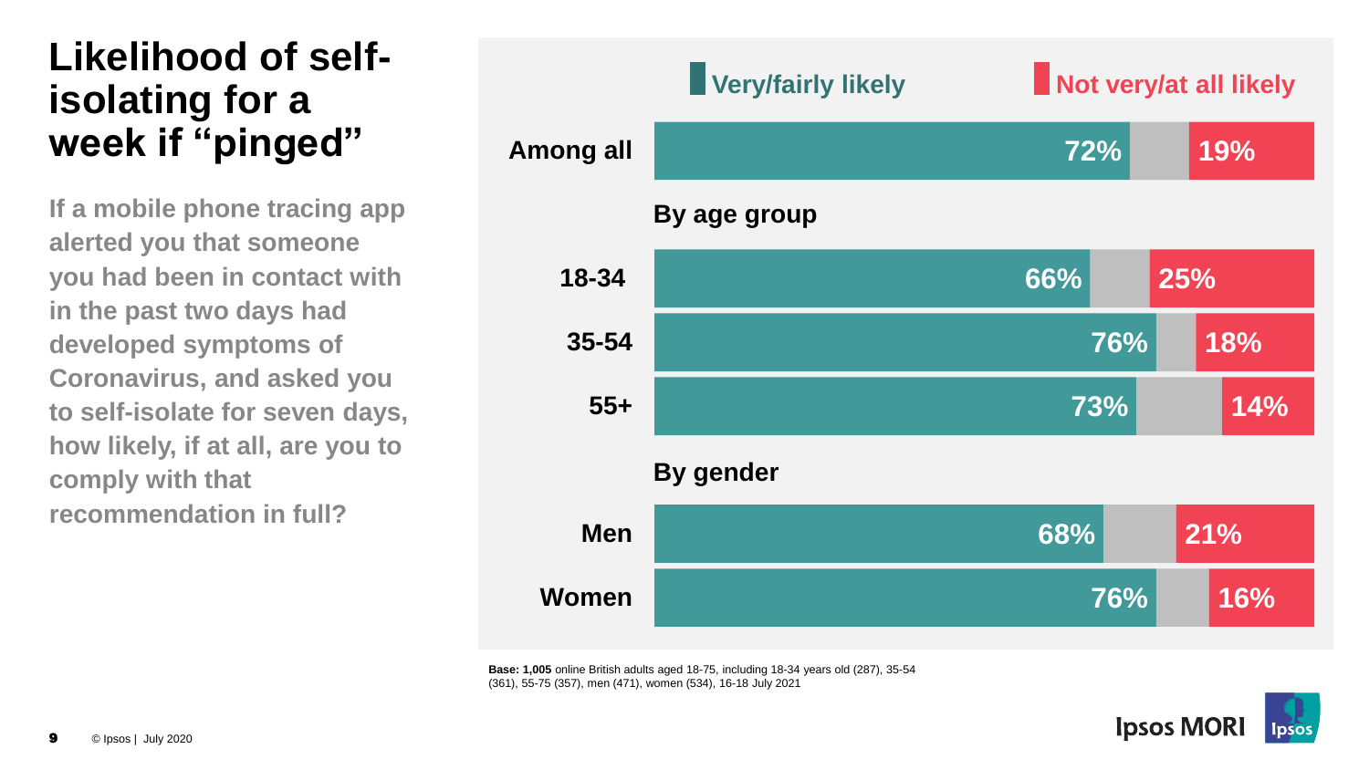# Likelihood of self-isolating for a week if "pinged"

**If a mobile phone tracing app alerted you that someone you had been in contact with in the past two days had developed symptoms of Coronavirus, and asked you to self-isolate for seven days, how likely, if at all, are you to comply with that recommendation in full?**

| | Very/fairly likely | Not very/at all likely |
|---|---|---|
| Among all | 72% | 19% |
| **By age group** | | |
| 18-34 | 66% | 25% |
| 35-54 | 76% | 18% |
| 55+ | 73% | 14% |
| **By gender** | | |
| Men | 68% | 21% |
| Women | 76% | 16% |

**Base: 1,005** online British adults aged 18-75, including 18-34 years old (287), 35-54 (361), 55-75 (357), men (471), women (534), 16-18 July 2021

© Ipsos | July 2020

Ipsos MORI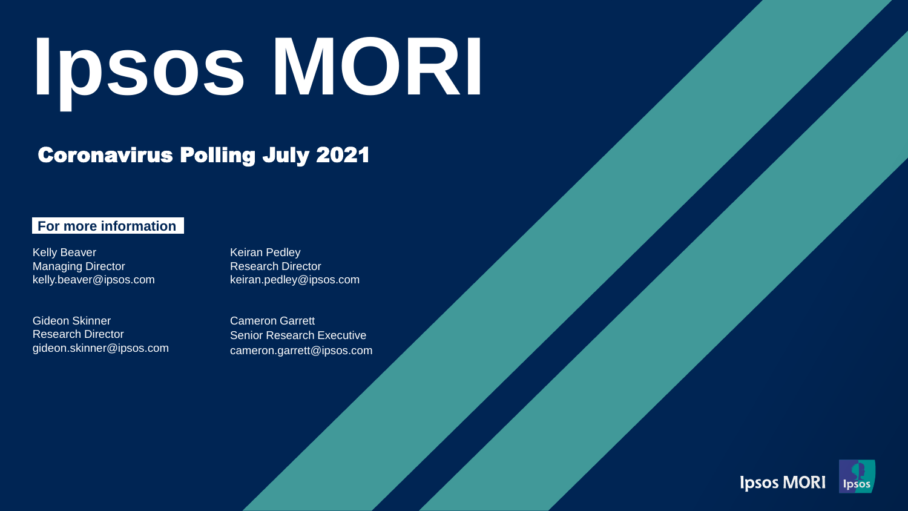# Ipsos MORI

## Coronavirus Polling July 2021

**For more information**

Kelly Beaver
Managing Director
kelly.beaver@ipsos.com

Keiran Pedley
Research Director
keiran.pedley@ipsos.com

Gideon Skinner
Research Director
gideon.skinner@ipsos.com

Cameron Garrett
Senior Research Executive
cameron.garrett@ipsos.com